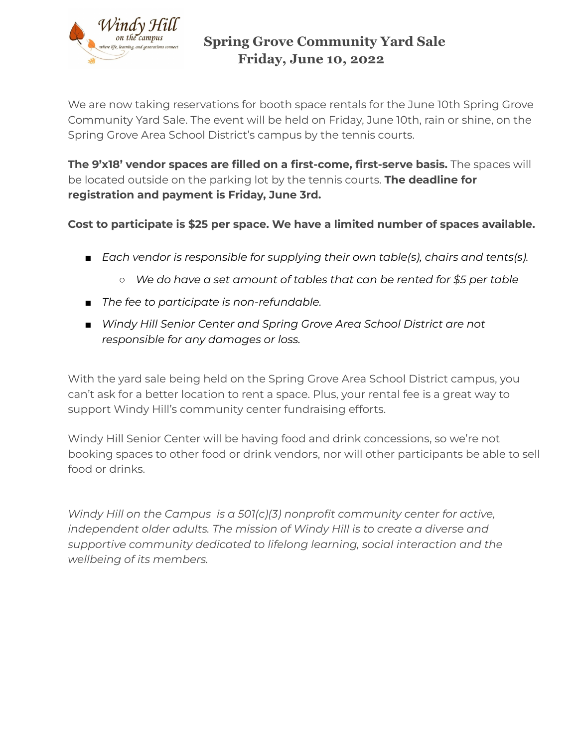# Spring Grove Community Yard Sale
## Friday, June 10, 2022

We are now taking reservations for booth space rentals for the June 10th Spring Grove Community Yard Sale. The event will be held on Friday, June 10th, rain or shine, on the Spring Grove Area School District's campus by the tennis courts.

**The 9'x18' vendor spaces are filled on a first-come, first-serve basis.** The spaces will be located outside on the parking lot by the tennis courts. **The deadline for registration and payment is Friday, June 3rd.**

**Cost to participate is $25 per space. We have a limited number of spaces available.**

- *Each vendor is responsible for supplying their own table(s), chairs and tents(s).*
  - *We do have a set amount of tables that can be rented for $5 per table*
- *The fee to participate is non-refundable.*
- *Windy Hill Senior Center and Spring Grove Area School District are not responsible for any damages or loss.*

With the yard sale being held on the Spring Grove Area School District campus, you can't ask for a better location to rent a space. Plus, your rental fee is a great way to support Windy Hill's community center fundraising efforts.

Windy Hill Senior Center will be having food and drink concessions, so we're not booking spaces to other food or drink vendors, nor will other participants be able to sell food or drinks.

*Windy Hill on the Campus is a 501(c)(3) nonprofit community center for active, independent older adults. The mission of Windy Hill is to create a diverse and supportive community dedicated to lifelong learning, social interaction and the wellbeing of its members.*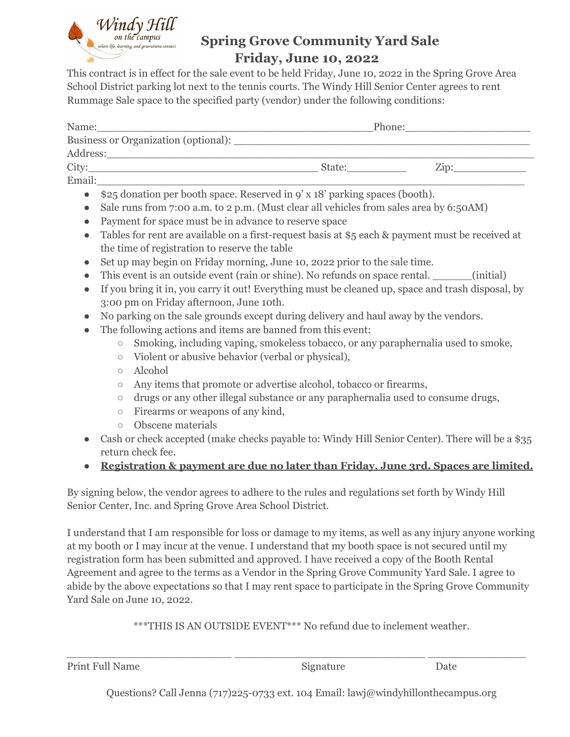# Spring Grove Community Yard Sale
## Friday, June 10, 2022

This contract is in effect for the sale event to be held Friday, June 10, 2022 in the Spring Grove Area School District parking lot next to the tennis courts. The Windy Hill Senior Center agrees to rent Rummage Sale space to the specified party (vendor) under the following conditions:

Name:_______________________________________________Phone:____________________

Business or Organization (optional): ________________________________________________

Address:_______________________________________________________________________

City:____________________________________ State:__________ Zip:____________

Email:___________________________________________________________________

- $25 donation per booth space. Reserved in 9' x 18' parking spaces (booth).
- Sale runs from 7:00 a.m. to 2 p.m. (Must clear all vehicles from sales area by 6:50AM)
- Payment for space must be in advance to reserve space
- Tables for rent are available on a first-request basis at $5 each & payment must be received at the time of registration to reserve the table
- Set up may begin on Friday morning, June 10, 2022 prior to the sale time.
- This event is an outside event (rain or shine). No refunds on space rental. ______(initial)
- If you bring it in, you carry it out! Everything must be cleaned up, space and trash disposal, by 3:00 pm on Friday afternoon, June 10th.
- No parking on the sale grounds except during delivery and haul away by the vendors.
- The following actions and items are banned from this event:
  - Smoking, including vaping, smokeless tobacco, or any paraphernalia used to smoke,
  - Violent or abusive behavior (verbal or physical),
  - Alcohol
  - Any items that promote or advertise alcohol, tobacco or firearms,
  - drugs or any other illegal substance or any paraphernalia used to consume drugs,
  - Firearms or weapons of any kind,
  - Obscene materials
- Cash or check accepted (make checks payable to: Windy Hill Senior Center). There will be a $35 return check fee.
- **Registration & payment are due no later than Friday, June 3rd. Spaces are limited.**

By signing below, the vendor agrees to adhere to the rules and regulations set forth by Windy Hill Senior Center, Inc. and Spring Grove Area School District.

I understand that I am responsible for loss or damage to my items, as well as any injury anyone working at my booth or I may incur at the venue. I understand that my booth space is not secured until my registration form has been submitted and approved. I have received a copy of the Booth Rental Agreement and agree to the terms as a Vendor in the Spring Grove Community Yard Sale. I agree to abide by the above expectations so that I may rent space to participate in the Spring Grove Community Yard Sale on June 10, 2022.

***THIS IS AN OUTSIDE EVENT*** No refund due to inclement weather.

_____________________________ _________________________________ _________________

Print Full Name Signature Date

Questions? Call Jenna (717)225-0733 ext. 104 Email: lawj@windyhillonthecampus.org